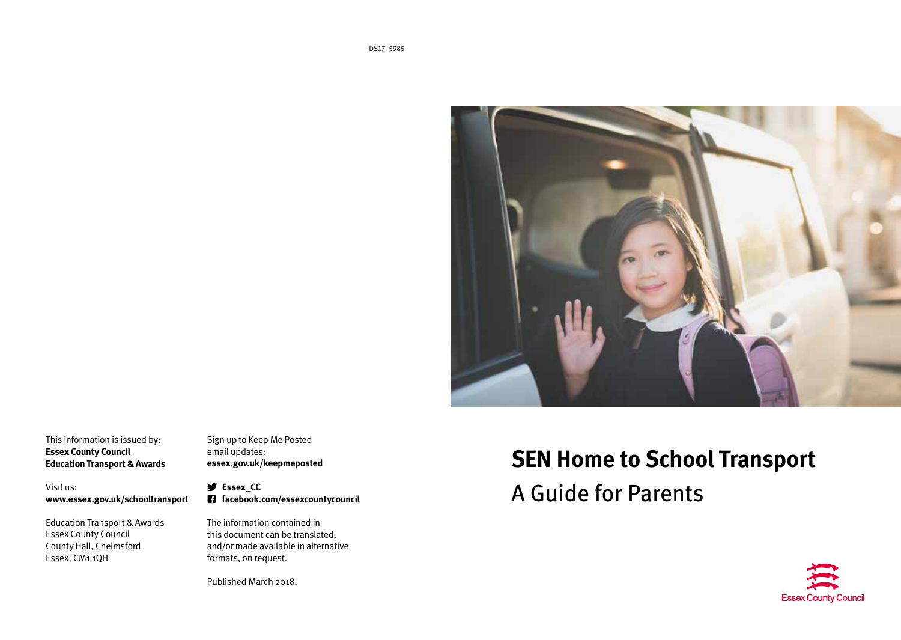DS17_5985

# SEN Home to School Transport

## A Guide for Parents

This information is issued by:
**Essex County Council**
**Education Transport & Awards**

Visit us:
**www.essex.gov.uk/schooltransport**

Education Transport & Awards
Essex County Council
County Hall, Chelmsford
Essex, CM1 1QH

Sign up to Keep Me Posted email updates:
**essex.gov.uk/keepmeposted**

**Essex_CC**
**facebook.com/essexcountycouncil**

The information contained in this document can be translated, and/or made available in alternative formats, on request.

Published March 2018.

Essex County Council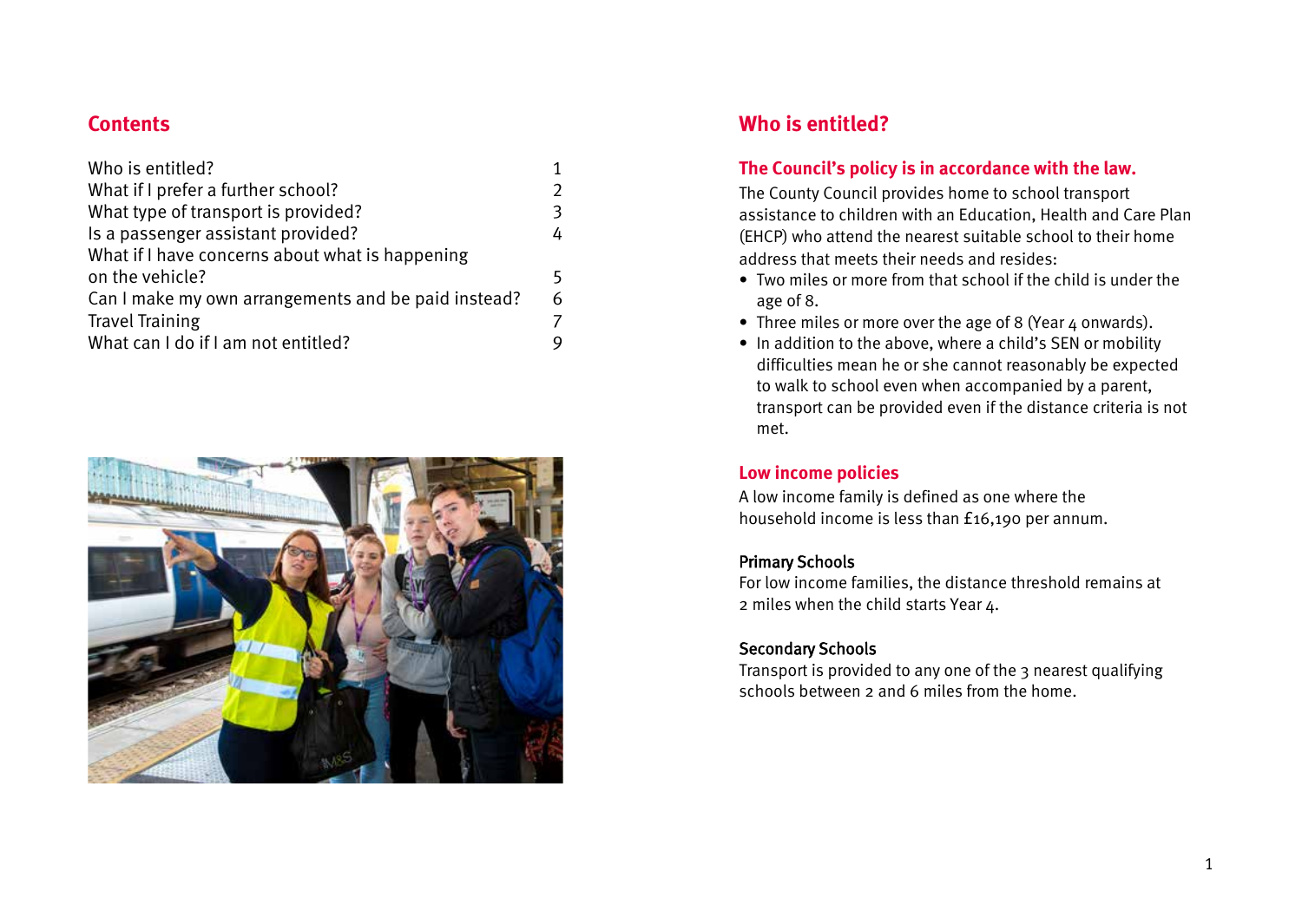## Contents

| | |
|---|---|
| Who is entitled? | 1 |
| What if I prefer a further school? | 2 |
| What type of transport is provided? | 3 |
| Is a passenger assistant provided? | 4 |
| What if I have concerns about what is happening on the vehicle? | 5 |
| Can I make my own arrangements and be paid instead? | 6 |
| Travel Training | 7 |
| What can I do if I am not entitled? | 9 |

## Who is entitled?

### The Council's policy is in accordance with the law.

The County Council provides home to school transport assistance to children with an Education, Health and Care Plan (EHCP) who attend the nearest suitable school to their home address that meets their needs and resides:

- Two miles or more from that school if the child is under the age of 8.
- Three miles or more over the age of 8 (Year 4 onwards).
- In addition to the above, where a child's SEN or mobility difficulties mean he or she cannot reasonably be expected to walk to school even when accompanied by a parent, transport can be provided even if the distance criteria is not met.

### Low income policies

A low income family is defined as one where the household income is less than £16,190 per annum.

#### Primary Schools

For low income families, the distance threshold remains at 2 miles when the child starts Year 4.

#### Secondary Schools

Transport is provided to any one of the 3 nearest qualifying schools between 2 and 6 miles from the home.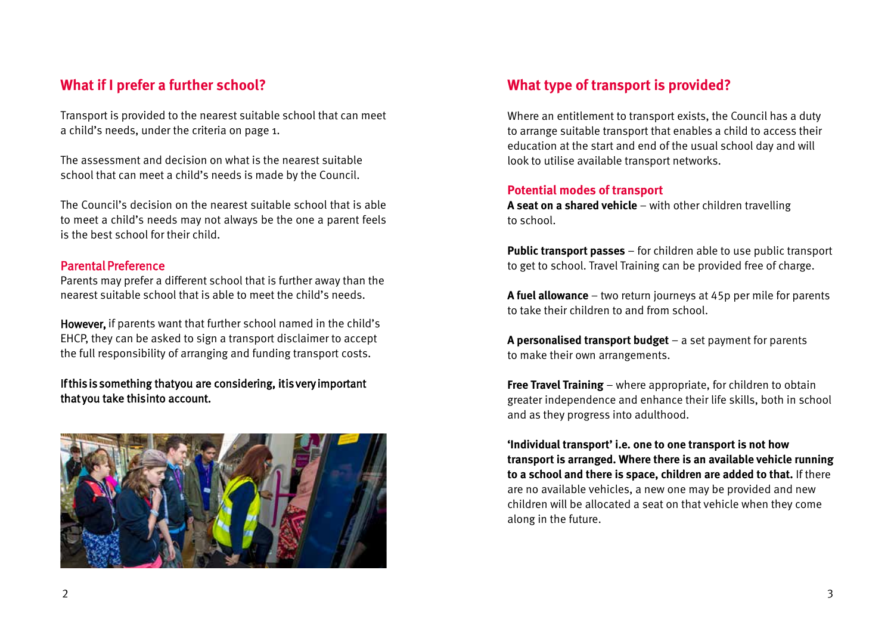## What if I prefer a further school?

Transport is provided to the nearest suitable school that can meet a child's needs, under the criteria on page 1.

The assessment and decision on what is the nearest suitable school that can meet a child's needs is made by the Council.

The Council's decision on the nearest suitable school that is able to meet a child's needs may not always be the one a parent feels is the best school for their child.

### Parental Preference

Parents may prefer a different school that is further away than the nearest suitable school that is able to meet the child's needs.

**However,** if parents want that further school named in the child's EHCP, they can be asked to sign a transport disclaimer to accept the full responsibility of arranging and funding transport costs.

**If this is something that you are considering, it is very important that you take this into account.**

## What type of transport is provided?

Where an entitlement to transport exists, the Council has a duty to arrange suitable transport that enables a child to access their education at the start and end of the usual school day and will look to utilise available transport networks.

### Potential modes of transport

**A seat on a shared vehicle** – with other children travelling to school.

**Public transport passes** – for children able to use public transport to get to school. Travel Training can be provided free of charge.

**A fuel allowance** – two return journeys at 45p per mile for parents to take their children to and from school.

**A personalised transport budget** – a set payment for parents to make their own arrangements.

**Free Travel Training** – where appropriate, for children to obtain greater independence and enhance their life skills, both in school and as they progress into adulthood.

**'Individual transport' i.e. one to one transport is not how transport is arranged. Where there is an available vehicle running to a school and there is space, children are added to that.** If there are no available vehicles, a new one may be provided and new children will be allocated a seat on that vehicle when they come along in the future.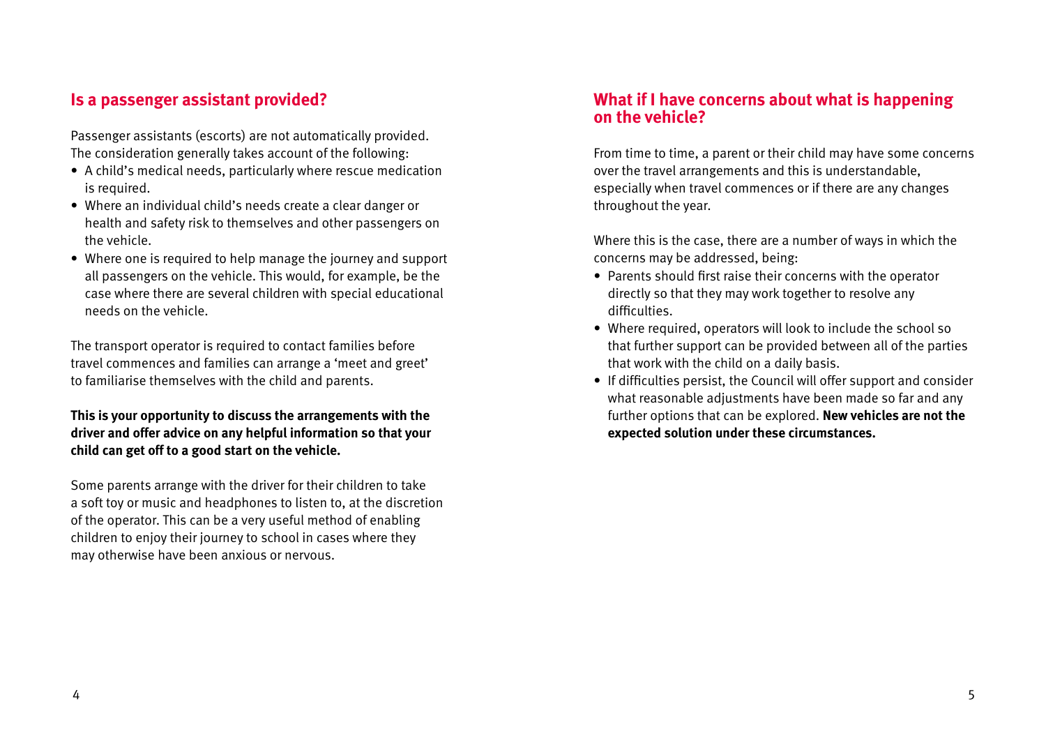## Is a passenger assistant provided?

Passenger assistants (escorts) are not automatically provided. The consideration generally takes account of the following:

- A child's medical needs, particularly where rescue medication is required.
- Where an individual child's needs create a clear danger or health and safety risk to themselves and other passengers on the vehicle.
- Where one is required to help manage the journey and support all passengers on the vehicle. This would, for example, be the case where there are several children with special educational needs on the vehicle.

The transport operator is required to contact families before travel commences and families can arrange a 'meet and greet' to familiarise themselves with the child and parents.

**This is your opportunity to discuss the arrangements with the driver and offer advice on any helpful information so that your child can get off to a good start on the vehicle.**

Some parents arrange with the driver for their children to take a soft toy or music and headphones to listen to, at the discretion of the operator. This can be a very useful method of enabling children to enjoy their journey to school in cases where they may otherwise have been anxious or nervous.

## What if I have concerns about what is happening on the vehicle?

From time to time, a parent or their child may have some concerns over the travel arrangements and this is understandable, especially when travel commences or if there are any changes throughout the year.

Where this is the case, there are a number of ways in which the concerns may be addressed, being:

- Parents should first raise their concerns with the operator directly so that they may work together to resolve any difficulties.
- Where required, operators will look to include the school so that further support can be provided between all of the parties that work with the child on a daily basis.
- If difficulties persist, the Council will offer support and consider what reasonable adjustments have been made so far and any further options that can be explored. **New vehicles are not the expected solution under these circumstances.**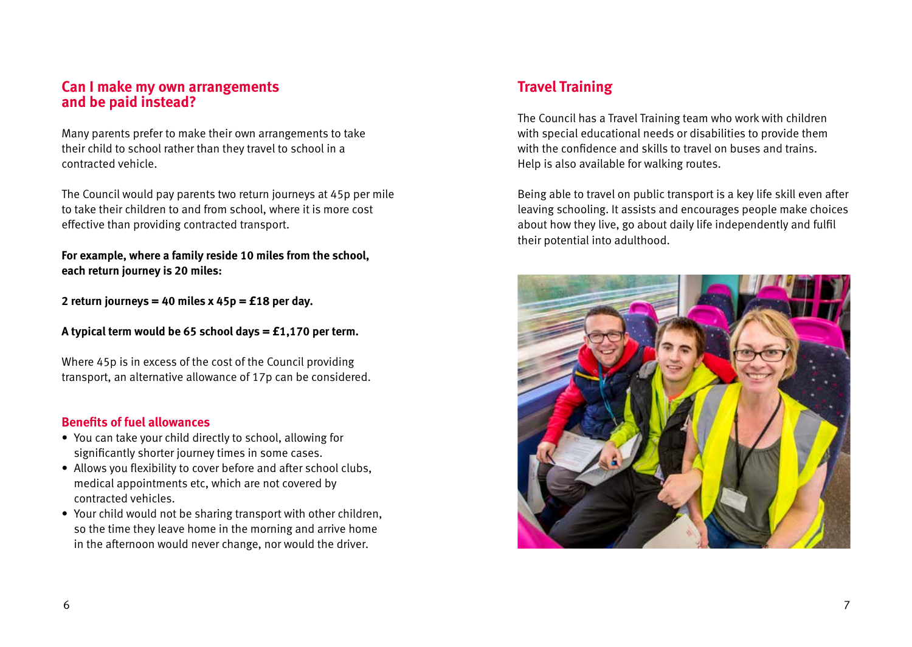## Can I make my own arrangements and be paid instead?

Many parents prefer to make their own arrangements to take their child to school rather than they travel to school in a contracted vehicle.

The Council would pay parents two return journeys at 45p per mile to take their children to and from school, where it is more cost effective than providing contracted transport.

**For example, where a family reside 10 miles from the school, each return journey is 20 miles:**

**2 return journeys = 40 miles x 45p = £18 per day.**

**A typical term would be 65 school days = £1,170 per term.**

Where 45p is in excess of the cost of the Council providing transport, an alternative allowance of 17p can be considered.

### Benefits of fuel allowances

- You can take your child directly to school, allowing for significantly shorter journey times in some cases.
- Allows you flexibility to cover before and after school clubs, medical appointments etc, which are not covered by contracted vehicles.
- Your child would not be sharing transport with other children, so the time they leave home in the morning and arrive home in the afternoon would never change, nor would the driver.

## Travel Training

The Council has a Travel Training team who work with children with special educational needs or disabilities to provide them with the confidence and skills to travel on buses and trains. Help is also available for walking routes.

Being able to travel on public transport is a key life skill even after leaving schooling. It assists and encourages people make choices about how they live, go about daily life independently and fulfil their potential into adulthood.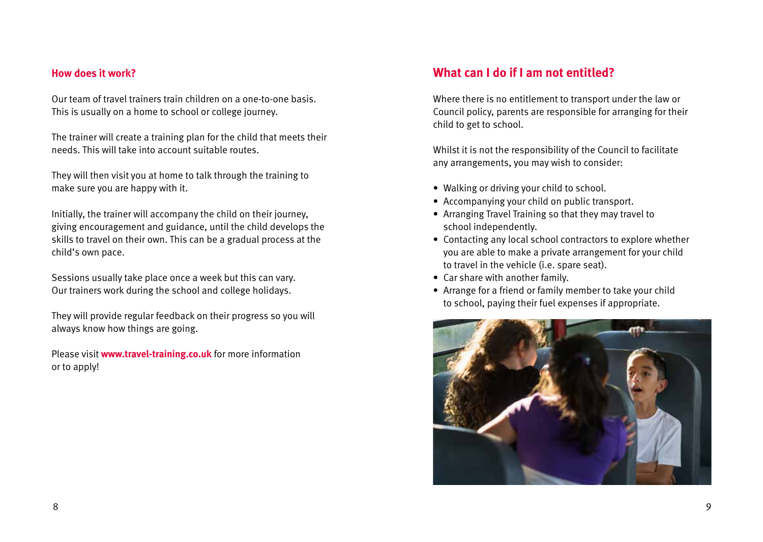### How does it work?

Our team of travel trainers train children on a one-to-one basis. This is usually on a home to school or college journey.

The trainer will create a training plan for the child that meets their needs. This will take into account suitable routes.

They will then visit you at home to talk through the training to make sure you are happy with it.

Initially, the trainer will accompany the child on their journey, giving encouragement and guidance, until the child develops the skills to travel on their own. This can be a gradual process at the child's own pace.

Sessions usually take place once a week but this can vary. Our trainers work during the school and college holidays.

They will provide regular feedback on their progress so you will always know how things are going.

Please visit **www.travel-training.co.uk** for more information or to apply!

## What can I do if I am not entitled?

Where there is no entitlement to transport under the law or Council policy, parents are responsible for arranging for their child to get to school.

Whilst it is not the responsibility of the Council to facilitate any arrangements, you may wish to consider:

- Walking or driving your child to school.
- Accompanying your child on public transport.
- Arranging Travel Training so that they may travel to school independently.
- Contacting any local school contractors to explore whether you are able to make a private arrangement for your child to travel in the vehicle (i.e. spare seat).
- Car share with another family.
- Arrange for a friend or family member to take your child to school, paying their fuel expenses if appropriate.